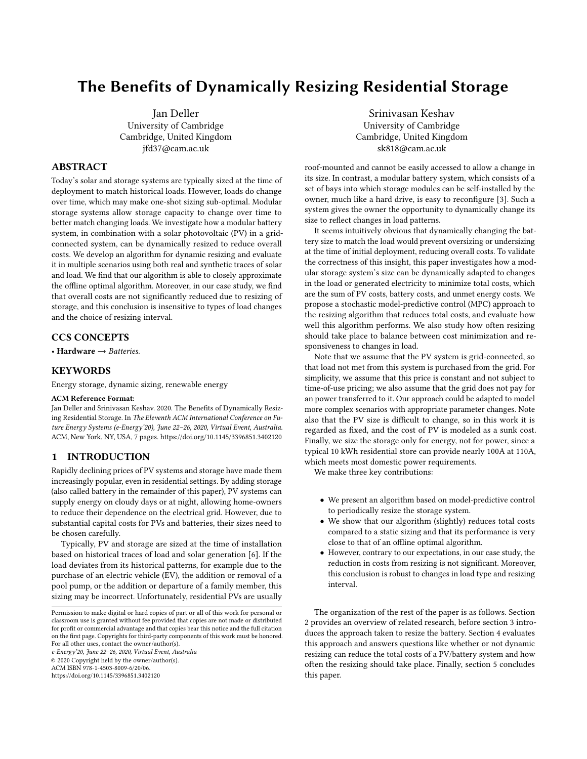# The Benefits of Dynamically Resizing Residential Storage

Jan Deller
University of Cambridge
Cambridge, United Kingdom
jfd37@cam.ac.uk

Srinivasan Keshav
University of Cambridge
Cambridge, United Kingdom
sk818@cam.ac.uk

## ABSTRACT

Today's solar and storage systems are typically sized at the time of deployment to match historical loads. However, loads do change over time, which may make one-shot sizing sub-optimal. Modular storage systems allow storage capacity to change over time to better match changing loads. We investigate how a modular battery system, in combination with a solar photovoltaic (PV) in a grid-connected system, can be dynamically resized to reduce overall costs. We develop an algorithm for dynamic resizing and evaluate it in multiple scenarios using both real and synthetic traces of solar and load. We find that our algorithm is able to closely approximate the offline optimal algorithm. Moreover, in our case study, we find that overall costs are not significantly reduced due to resizing of storage, and this conclusion is insensitive to types of load changes and the choice of resizing interval.

## CCS CONCEPTS

• **Hardware** → *Batteries.*

## KEYWORDS

Energy storage, dynamic sizing, renewable energy

**ACM Reference Format:**
Jan Deller and Srinivasan Keshav. 2020. The Benefits of Dynamically Resizing Residential Storage. In *The Eleventh ACM International Conference on Future Energy Systems (e-Energy'20), June 22–26, 2020, Virtual Event, Australia.* ACM, New York, NY, USA, 7 pages. https://doi.org/10.1145/3396851.3402120

## 1 INTRODUCTION

Rapidly declining prices of PV systems and storage have made them increasingly popular, even in residential settings. By adding storage (also called battery in the remainder of this paper), PV systems can supply energy on cloudy days or at night, allowing home-owners to reduce their dependence on the electrical grid. However, due to substantial capital costs for PVs and batteries, their sizes need to be chosen carefully.

Typically, PV and storage are sized at the time of installation based on historical traces of load and solar generation [6]. If the load deviates from its historical patterns, for example due to the purchase of an electric vehicle (EV), the addition or removal of a pool pump, or the addition or departure of a family member, this sizing may be incorrect. Unfortunately, residential PVs are usually roof-mounted and cannot be easily accessed to allow a change in its size. In contrast, a modular battery system, which consists of a set of bays into which storage modules can be self-installed by the owner, much like a hard drive, is easy to reconfigure [3]. Such a system gives the owner the opportunity to dynamically change its size to reflect changes in load patterns.

It seems intuitively obvious that dynamically changing the battery size to match the load would prevent oversizing or undersizing at the time of initial deployment, reducing overall costs. To validate the correctness of this insight, this paper investigates how a modular storage system's size can be dynamically adapted to changes in the load or generated electricity to minimize total costs, which are the sum of PV costs, battery costs, and unmet energy costs. We propose a stochastic model-predictive control (MPC) approach to the resizing algorithm that reduces total costs, and evaluate how well this algorithm performs. We also study how often resizing should take place to balance between cost minimization and responsiveness to changes in load.

Note that we assume that the PV system is grid-connected, so that load not met from this system is purchased from the grid. For simplicity, we assume that this price is constant and not subject to time-of-use pricing; we also assume that the grid does not pay for an power transferred to it. Our approach could be adapted to model more complex scenarios with appropriate parameter changes. Note also that the PV size is difficult to change, so in this work it is regarded as fixed, and the cost of PV is modeled as a sunk cost. Finally, we size the storage only for energy, not for power, since a typical 10 kWh residential store can provide nearly 100A at 110A, which meets most domestic power requirements.

We make three key contributions:

- We present an algorithm based on model-predictive control to periodically resize the storage system.
- We show that our algorithm (slightly) reduces total costs compared to a static sizing and that its performance is very close to that of an offline optimal algorithm.
- However, contrary to our expectations, in our case study, the reduction in costs from resizing is not significant. Moreover, this conclusion is robust to changes in load type and resizing interval.

The organization of the rest of the paper is as follows. Section 2 provides an overview of related research, before section 3 introduces the approach taken to resize the battery. Section 4 evaluates this approach and answers questions like whether or not dynamic resizing can reduce the total costs of a PV/battery system and how often the resizing should take place. Finally, section 5 concludes this paper.

---

Permission to make digital or hard copies of part or all of this work for personal or classroom use is granted without fee provided that copies are not made or distributed for profit or commercial advantage and that copies bear this notice and the full citation on the first page. Copyrights for third-party components of this work must be honored. For all other uses, contact the owner/author(s).
*e-Energy'20, June 22–26, 2020, Virtual Event, Australia*
© 2020 Copyright held by the owner/author(s).
ACM ISBN 978-1-4503-8009-6/20/06.
https://doi.org/10.1145/3396851.3402120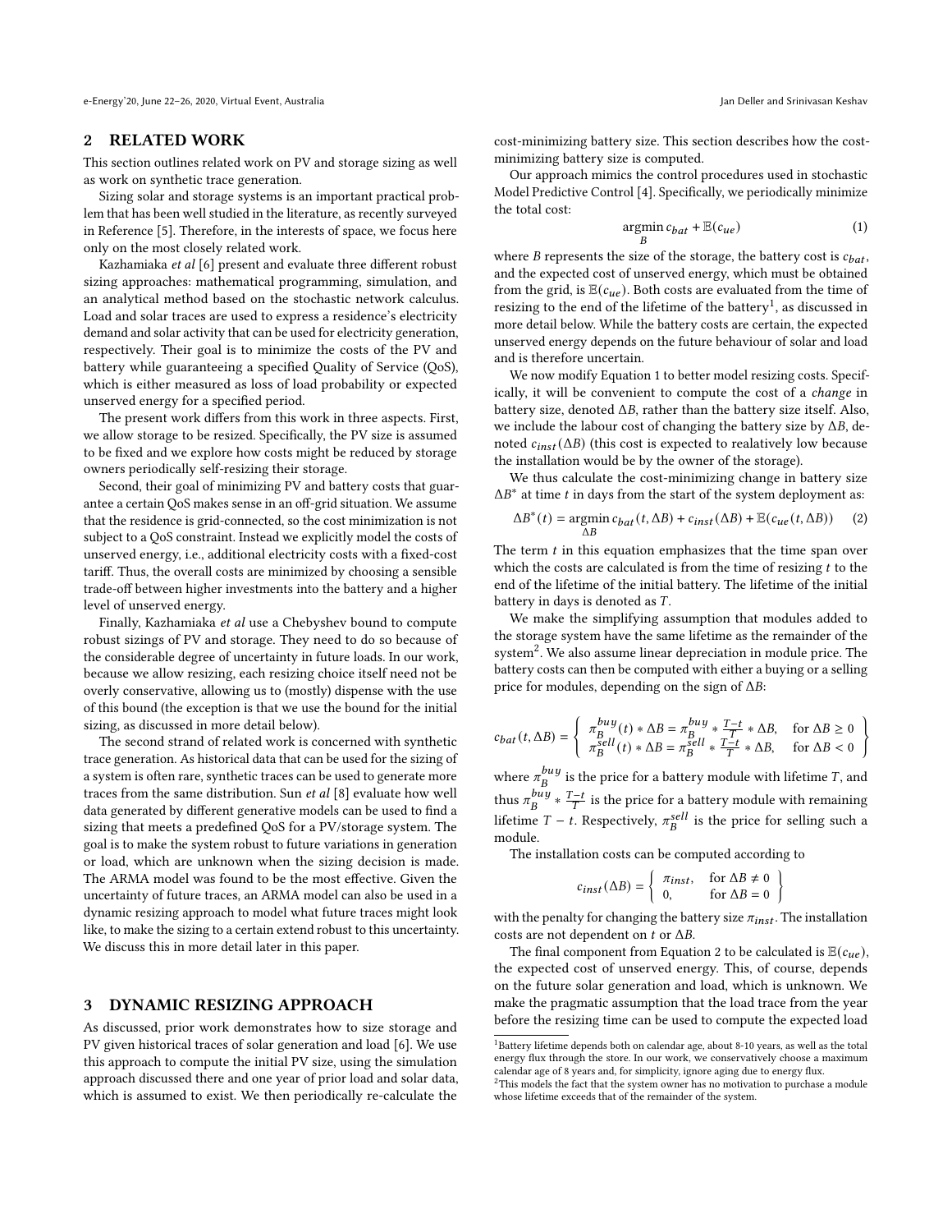## 2 RELATED WORK

This section outlines related work on PV and storage sizing as well as work on synthetic trace generation.

Sizing solar and storage systems is an important practical problem that has been well studied in the literature, as recently surveyed in Reference [5]. Therefore, in the interests of space, we focus here only on the most closely related work.

Kazhamiaka *et al* [6] present and evaluate three different robust sizing approaches: mathematical programming, simulation, and an analytical method based on the stochastic network calculus. Load and solar traces are used to express a residence's electricity demand and solar activity that can be used for electricity generation, respectively. Their goal is to minimize the costs of the PV and battery while guaranteeing a specified Quality of Service (QoS), which is either measured as loss of load probability or expected unserved energy for a specified period.

The present work differs from this work in three aspects. First, we allow storage to be resized. Specifically, the PV size is assumed to be fixed and we explore how costs might be reduced by storage owners periodically self-resizing their storage.

Second, their goal of minimizing PV and battery costs that guarantee a certain QoS makes sense in an off-grid situation. We assume that the residence is grid-connected, so the cost minimization is not subject to a QoS constraint. Instead we explicitly model the costs of unserved energy, i.e., additional electricity costs with a fixed-cost tariff. Thus, the overall costs are minimized by choosing a sensible trade-off between higher investments into the battery and a higher level of unserved energy.

Finally, Kazhamiaka *et al* use a Chebyshev bound to compute robust sizings of PV and storage. They need to do so because of the considerable degree of uncertainty in future loads. In our work, because we allow resizing, each resizing choice itself need not be overly conservative, allowing us to (mostly) dispense with the use of this bound (the exception is that we use the bound for the initial sizing, as discussed in more detail below).

The second strand of related work is concerned with synthetic trace generation. As historical data that can be used for the sizing of a system is often rare, synthetic traces can be used to generate more traces from the same distribution. Sun *et al* [8] evaluate how well data generated by different generative models can be used to find a sizing that meets a predefined QoS for a PV/storage system. The goal is to make the system robust to future variations in generation or load, which are unknown when the sizing decision is made. The ARMA model was found to be the most effective. Given the uncertainty of future traces, an ARMA model can also be used in a dynamic resizing approach to model what future traces might look like, to make the sizing to a certain extend robust to this uncertainty. We discuss this in more detail later in this paper.

## 3 DYNAMIC RESIZING APPROACH

As discussed, prior work demonstrates how to size storage and PV given historical traces of solar generation and load [6]. We use this approach to compute the initial PV size, using the simulation approach discussed there and one year of prior load and solar data, which is assumed to exist. We then periodically re-calculate the cost-minimizing battery size. This section describes how the cost-minimizing battery size is computed.

Our approach mimics the control procedures used in stochastic Model Predictive Control [4]. Specifically, we periodically minimize the total cost:

$$\underset{B}{\operatorname{argmin}}\, c_{bat} + \mathbb{E}(c_{ue}) \tag{1}$$

where $B$ represents the size of the storage, the battery cost is $c_{bat}$, and the expected cost of unserved energy, which must be obtained from the grid, is $\mathbb{E}(c_{ue})$. Both costs are evaluated from the time of resizing to the end of the lifetime of the battery[1], as discussed in more detail below. While the battery costs are certain, the expected unserved energy depends on the future behaviour of solar and load and is therefore uncertain.

We now modify Equation 1 to better model resizing costs. Specifically, it will be convenient to compute the cost of a *change* in battery size, denoted $\Delta B$, rather than the battery size itself. Also, we include the labour cost of changing the battery size by $\Delta B$, denoted $c_{inst}(\Delta B)$ (this cost is expected to realatively low because the installation would be by the owner of the storage).

We thus calculate the cost-minimizing change in battery size $\Delta B^*$ at time $t$ in days from the start of the system deployment as:

$$\Delta B^*(t) = \underset{\Delta B}{\operatorname{argmin}}\, c_{bat}(t, \Delta B) + c_{inst}(\Delta B) + \mathbb{E}(c_{ue}(t, \Delta B)) \tag{2}$$

The term $t$ in this equation emphasizes that the time span over which the costs are calculated is from the time of resizing $t$ to the end of the lifetime of the initial battery. The lifetime of the initial battery in days is denoted as $T$.

We make the simplifying assumption that modules added to the storage system have the same lifetime as the remainder of the system[2]. We also assume linear depreciation in module price. The battery costs can then be computed with either a buying or a selling price for modules, depending on the sign of $\Delta B$:

$$c_{bat}(t, \Delta B) = \left\{ \begin{array}{ll} \pi_B^{buy}(t) * \Delta B = \pi_B^{buy} * \frac{T-t}{T} * \Delta B, & \text{for } \Delta B \geq 0 \\ \pi_B^{sell}(t) * \Delta B = \pi_B^{sell} * \frac{T-t}{T} * \Delta B, & \text{for } \Delta B < 0 \end{array} \right\}$$

where $\pi_B^{buy}$ is the price for a battery module with lifetime $T$, and thus $\pi_B^{buy} * \frac{T-t}{T}$ is the price for a battery module with remaining lifetime $T - t$. Respectively, $\pi_B^{sell}$ is the price for selling such a module.

The installation costs can be computed according to

$$c_{inst}(\Delta B) = \left\{ \begin{array}{ll} \pi_{inst}, & \text{for } \Delta B \neq 0 \\ 0, & \text{for } \Delta B = 0 \end{array} \right\}$$

with the penalty for changing the battery size $\pi_{inst}$. The installation costs are not dependent on $t$ or $\Delta B$.

The final component from Equation 2 to be calculated is $\mathbb{E}(c_{ue})$, the expected cost of unserved energy. This, of course, depends on the future solar generation and load, which is unknown. We make the pragmatic assumption that the load trace from the year before the resizing time can be used to compute the expected load

---

[1] Battery lifetime depends both on calendar age, about 8-10 years, as well as the total energy flux through the store. In our work, we conservatively choose a maximum calendar age of 8 years and, for simplicity, ignore aging due to energy flux.

[2] This models the fact that the system owner has no motivation to purchase a module whose lifetime exceeds that of the remainder of the system.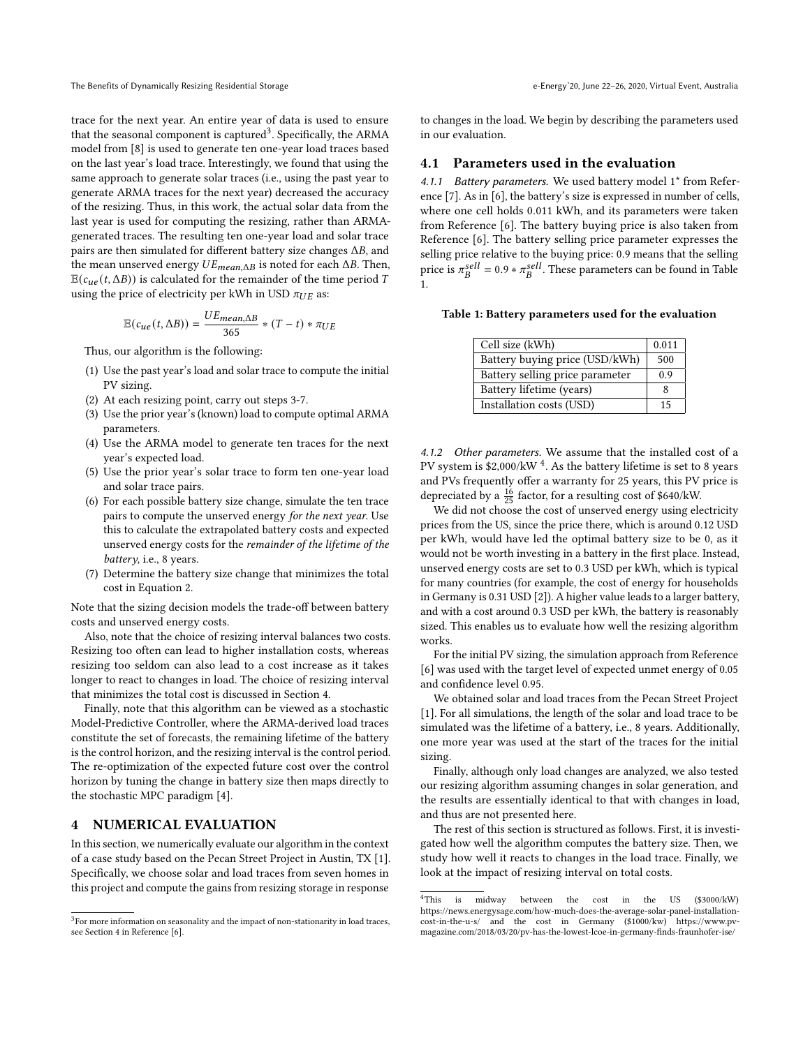trace for the next year. An entire year of data is used to ensure that the seasonal component is captured[3]. Specifically, the ARMA model from [8] is used to generate ten one-year load traces based on the last year's load trace. Interestingly, we found that using the same approach to generate solar traces (i.e., using the past year to generate ARMA traces for the next year) decreased the accuracy of the resizing. Thus, in this work, the actual solar data from the last year is used for computing the resizing, rather than ARMA-generated traces. The resulting ten one-year load and solar trace pairs are then simulated for different battery size changes $\Delta B$, and the mean unserved energy $UE_{mean,\Delta B}$ is noted for each $\Delta B$. Then, $\mathbb{E}(c_{ue}(t, \Delta B))$ is calculated for the remainder of the time period $T$ using the price of electricity per kWh in USD $\pi_{UE}$ as:

$$\mathbb{E}(c_{ue}(t, \Delta B)) = \frac{UE_{mean,\Delta B}}{365} * (T - t) * \pi_{UE}$$

Thus, our algorithm is the following:

(1) Use the past year's load and solar trace to compute the initial PV sizing.
(2) At each resizing point, carry out steps 3-7.
(3) Use the prior year's (known) load to compute optimal ARMA parameters.
(4) Use the ARMA model to generate ten traces for the next year's expected load.
(5) Use the prior year's solar trace to form ten one-year load and solar trace pairs.
(6) For each possible battery size change, simulate the ten trace pairs to compute the unserved energy *for the next year*. Use this to calculate the extrapolated battery costs and expected unserved energy costs for the *remainder of the lifetime of the battery*, i.e., 8 years.
(7) Determine the battery size change that minimizes the total cost in Equation 2.

Note that the sizing decision models the trade-off between battery costs and unserved energy costs.

Also, note that the choice of resizing interval balances two costs. Resizing too often can lead to higher installation costs, whereas resizing too seldom can also lead to a cost increase as it takes longer to react to changes in load. The choice of resizing interval that minimizes the total cost is discussed in Section 4.

Finally, note that this algorithm can be viewed as a stochastic Model-Predictive Controller, where the ARMA-derived load traces constitute the set of forecasts, the remaining lifetime of the battery is the control horizon, and the resizing interval is the control period. The re-optimization of the expected future cost over the control horizon by tuning the change in battery size then maps directly to the stochastic MPC paradigm [4].

## 4 NUMERICAL EVALUATION

In this section, we numerically evaluate our algorithm in the context of a case study based on the Pecan Street Project in Austin, TX [1]. Specifically, we choose solar and load traces from seven homes in this project and compute the gains from resizing storage in response to changes in the load. We begin by describing the parameters used in our evaluation.

### 4.1 Parameters used in the evaluation

*4.1.1 Battery parameters.* We used battery model 1* from Reference [7]. As in [6], the battery's size is expressed in number of cells, where one cell holds 0.011 kWh, and its parameters were taken from Reference [6]. The battery buying price is also taken from Reference [6]. The battery selling price parameter expresses the selling price relative to the buying price: 0.9 means that the selling price is $\pi_B^{sell} = 0.9 * \pi_B^{sell}$. These parameters can be found in Table 1.

**Table 1: Battery parameters used for the evaluation**

| | |
|---|---|
| Cell size (kWh) | 0.011 |
| Battery buying price (USD/kWh) | 500 |
| Battery selling price parameter | 0.9 |
| Battery lifetime (years) | 8 |
| Installation costs (USD) | 15 |

*4.1.2 Other parameters.* We assume that the installed cost of a PV system is \$2,000/kW [4]. As the battery lifetime is set to 8 years and PVs frequently offer a warranty for 25 years, this PV price is depreciated by a $\frac{16}{25}$ factor, for a resulting cost of \$640/kW.

We did not choose the cost of unserved energy using electricity prices from the US, since the price there, which is around 0.12 USD per kWh, would have led the optimal battery size to be 0, as it would not be worth investing in a battery in the first place. Instead, unserved energy costs are set to 0.3 USD per kWh, which is typical for many countries (for example, the cost of energy for households in Germany is 0.31 USD [2]). A higher value leads to a larger battery, and with a cost around 0.3 USD per kWh, the battery is reasonably sized. This enables us to evaluate how well the resizing algorithm works.

For the initial PV sizing, the simulation approach from Reference [6] was used with the target level of expected unmet energy of 0.05 and confidence level 0.95.

We obtained solar and load traces from the Pecan Street Project [1]. For all simulations, the length of the solar and load trace to be simulated was the lifetime of a battery, i.e., 8 years. Additionally, one more year was used at the start of the traces for the initial sizing.

Finally, although only load changes are analyzed, we also tested our resizing algorithm assuming changes in solar generation, and the results are essentially identical to that with changes in load, and thus are not presented here.

The rest of this section is structured as follows. First, it is investigated how well the algorithm computes the battery size. Then, we study how well it reacts to changes in the load trace. Finally, we look at the impact of resizing interval on total costs.

---

[3] For more information on seasonality and the impact of non-stationarity in load traces, see Section 4 in Reference [6].

[4] This is midway between the cost in the US (\$3000/kW) https://news.energysage.com/how-much-does-the-average-solar-panel-installation-cost-in-the-u-s/ and the cost in Germany (\$1000/kw) https://www.pv-magazine.com/2018/03/20/pv-has-the-lowest-lcoe-in-germany-finds-fraunhofer-ise/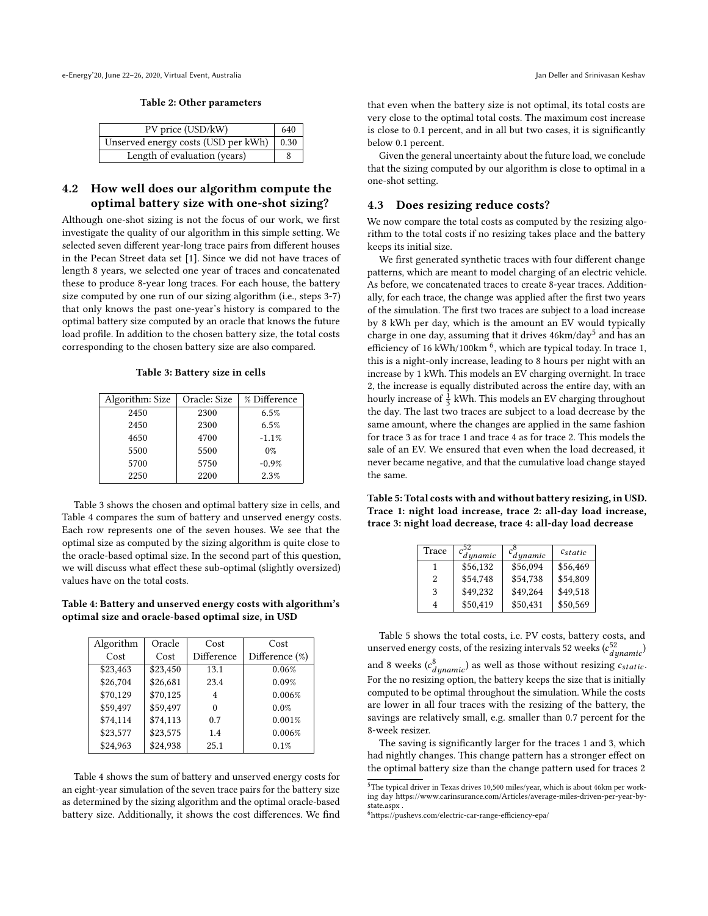**Table 2: Other parameters**

| PV price (USD/kW) | 640 |
|---|---|
| Unserved energy costs (USD per kWh) | 0.30 |
| Length of evaluation (years) | 8 |

## 4.2 How well does our algorithm compute the optimal battery size with one-shot sizing?

Although one-shot sizing is not the focus of our work, we first investigate the quality of our algorithm in this simple setting. We selected seven different year-long trace pairs from different houses in the Pecan Street data set [1]. Since we did not have traces of length 8 years, we selected one year of traces and concatenated these to produce 8-year long traces. For each house, the battery size computed by one run of our sizing algorithm (i.e., steps 3-7) that only knows the past one-year's history is compared to the optimal battery size computed by an oracle that knows the future load profile. In addition to the chosen battery size, the total costs corresponding to the chosen battery size are also compared.

**Table 3: Battery size in cells**

| Algorithm: Size | Oracle: Size | % Difference |
|---|---|---|
| 2450 | 2300 | 6.5% |
| 2450 | 2300 | 6.5% |
| 4650 | 4700 | -1.1% |
| 5500 | 5500 | 0% |
| 5700 | 5750 | -0.9% |
| 2250 | 2200 | 2.3% |

Table 3 shows the chosen and optimal battery size in cells, and Table 4 compares the sum of battery and unserved energy costs. Each row represents one of the seven houses. We see that the optimal size as computed by the sizing algorithm is quite close to the oracle-based optimal size. In the second part of this question, we will discuss what effect these sub-optimal (slightly oversized) values have on the total costs.

**Table 4: Battery and unserved energy costs with algorithm's optimal size and oracle-based optimal size, in USD**

| Algorithm Cost | Oracle Cost | Cost Difference | Cost Difference (%) |
|---|---|---|---|
| \$23,463 | \$23,450 | 13.1 | 0.06% |
| \$26,704 | \$26,681 | 23.4 | 0.09% |
| \$70,129 | \$70,125 | 4 | 0.006% |
| \$59,497 | \$59,497 | 0 | 0.0% |
| \$74,114 | \$74,113 | 0.7 | 0.001% |
| \$23,577 | \$23,575 | 1.4 | 0.006% |
| \$24,963 | \$24,938 | 25.1 | 0.1% |

Table 4 shows the sum of battery and unserved energy costs for an eight-year simulation of the seven trace pairs for the battery size as determined by the sizing algorithm and the optimal oracle-based battery size. Additionally, it shows the cost differences. We find that even when the battery size is not optimal, its total costs are very close to the optimal total costs. The maximum cost increase is close to 0.1 percent, and in all but two cases, it is significantly below 0.1 percent.

Given the general uncertainty about the future load, we conclude that the sizing computed by our algorithm is close to optimal in a one-shot setting.

## 4.3 Does resizing reduce costs?

We now compare the total costs as computed by the resizing algorithm to the total costs if no resizing takes place and the battery keeps its initial size.

We first generated synthetic traces with four different change patterns, which are meant to model charging of an electric vehicle. As before, we concatenated traces to create 8-year traces. Additionally, for each trace, the change was applied after the first two years of the simulation. The first two traces are subject to a load increase by 8 kWh per day, which is the amount an EV would typically charge in one day, assuming that it drives 46km/day[5] and has an efficiency of 16 kWh/100km [6], which are typical today. In trace 1, this is a night-only increase, leading to 8 hours per night with an increase by 1 kWh. This models an EV charging overnight. In trace 2, the increase is equally distributed across the entire day, with an hourly increase of $\frac{1}{3}$ kWh. This models an EV charging throughout the day. The last two traces are subject to a load decrease by the same amount, where the changes are applied in the same fashion for trace 3 as for trace 1 and trace 4 as for trace 2. This models the sale of an EV. We ensured that even when the load decreased, it never became negative, and that the cumulative load change stayed the same.

**Table 5: Total costs with and without battery resizing, in USD. Trace 1: night load increase, trace 2: all-day load increase, trace 3: night load decrease, trace 4: all-day load decrease**

| Trace | $c^{52}_{dynamic}$ | $c^{8}_{dynamic}$ | $c_{static}$ |
|---|---|---|---|
| 1 | \$56,132 | \$56,094 | \$56,469 |
| 2 | \$54,748 | \$54,738 | \$54,809 |
| 3 | \$49,232 | \$49,264 | \$49,518 |
| 4 | \$50,419 | \$50,431 | \$50,569 |

Table 5 shows the total costs, i.e. PV costs, battery costs, and unserved energy costs, of the resizing intervals 52 weeks ($c^{52}_{dynamic}$) and 8 weeks ($c^{8}_{dynamic}$) as well as those without resizing $c_{static}$. For the no resizing option, the battery keeps the size that is initially computed to be optimal throughout the simulation. While the costs are lower in all four traces with the resizing of the battery, the savings are relatively small, e.g. smaller than 0.7 percent for the 8-week resizer.

The saving is significantly larger for the traces 1 and 3, which had nightly changes. This change pattern has a stronger effect on the optimal battery size than the change pattern used for traces 2

[5] The typical driver in Texas drives 10,500 miles/year, which is about 46km per working day https://www.carinsurance.com/Articles/average-miles-driven-per-year-by-state.aspx .

[6] https://pushevs.com/electric-car-range-efficiency-epa/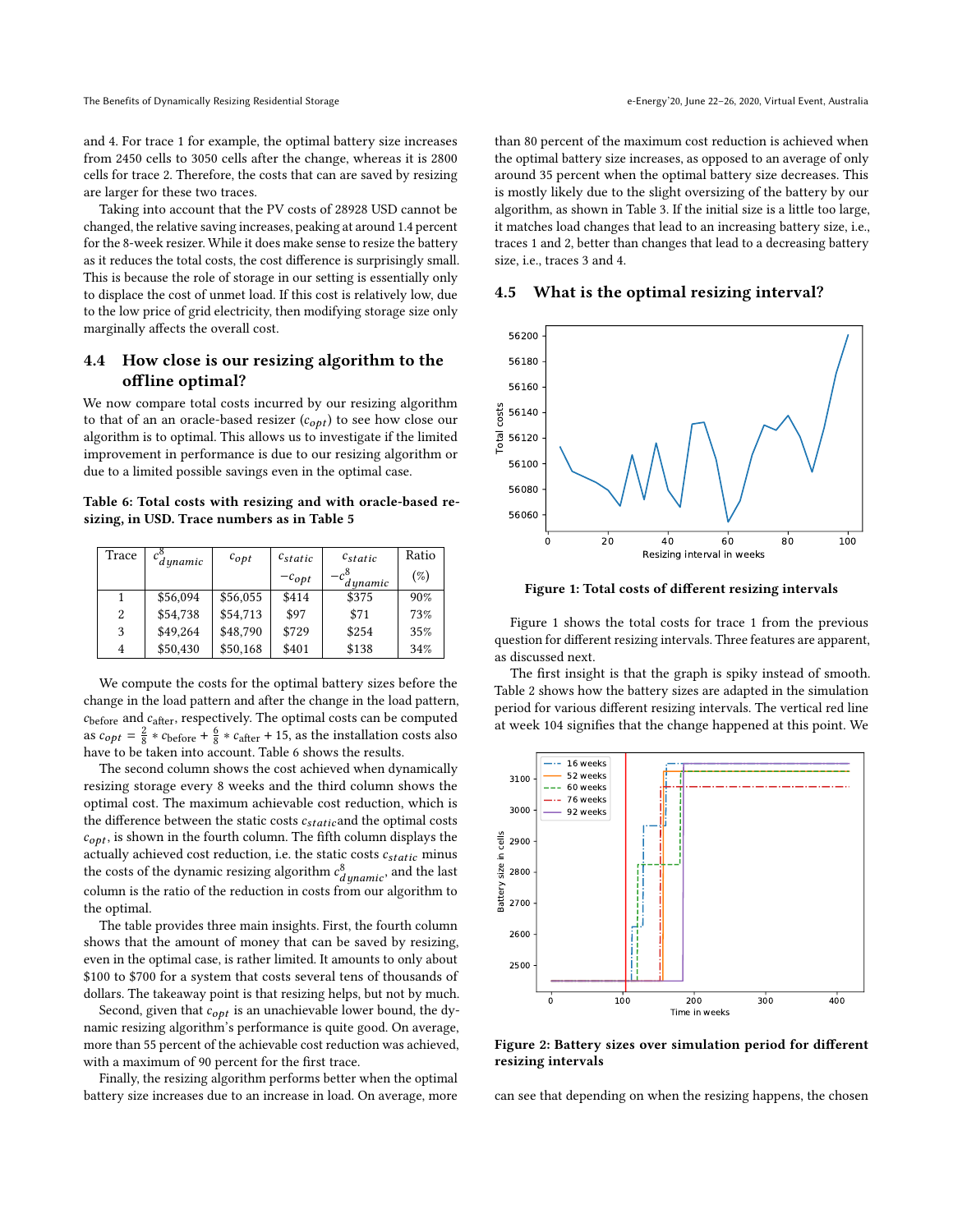and 4. For trace 1 for example, the optimal battery size increases from 2450 cells to 3050 cells after the change, whereas it is 2800 cells for trace 2. Therefore, the costs that can are saved by resizing are larger for these two traces.

Taking into account that the PV costs of 28928 USD cannot be changed, the relative saving increases, peaking at around 1.4 percent for the 8-week resizer. While it does make sense to resize the battery as it reduces the total costs, the cost difference is surprisingly small. This is because the role of storage in our setting is essentially only to displace the cost of unmet load. If this cost is relatively low, due to the low price of grid electricity, then modifying storage size only marginally affects the overall cost.

## 4.4 How close is our resizing algorithm to the offline optimal?

We now compare total costs incurred by our resizing algorithm to that of an an oracle-based resizer ($c_{opt}$) to see how close our algorithm is to optimal. This allows us to investigate if the limited improvement in performance is due to our resizing algorithm or due to a limited possible savings even in the optimal case.

**Table 6: Total costs with resizing and with oracle-based resizing, in USD. Trace numbers as in Table 5**

| Trace | $c^8_{dynamic}$ | $c_{opt}$ | $c_{static}$ $-c_{opt}$ | $c_{static}$ $-c^8_{dynamic}$ | Ratio (%) |
|---|---|---|---|---|---|
| 1 | \$56,094 | \$56,055 | \$414 | \$375 | 90% |
| 2 | \$54,738 | \$54,713 | \$97 | \$71 | 73% |
| 3 | \$49,264 | \$48,790 | \$729 | \$254 | 35% |
| 4 | \$50,430 | \$50,168 | \$401 | \$138 | 34% |

We compute the costs for the optimal battery sizes before the change in the load pattern and after the change in the load pattern, $c_{\text{before}}$ and $c_{\text{after}}$, respectively. The optimal costs can be computed as $c_{opt} = \frac{2}{8} * c_{\text{before}} + \frac{6}{8} * c_{\text{after}} + 15$, as the installation costs also have to be taken into account. Table 6 shows the results.

The second column shows the cost achieved when dynamically resizing storage every 8 weeks and the third column shows the optimal cost. The maximum achievable cost reduction, which is the difference between the static costs $c_{static}$and the optimal costs $c_{opt}$, is shown in the fourth column. The fifth column displays the actually achieved cost reduction, i.e. the static costs $c_{static}$ minus the costs of the dynamic resizing algorithm $c^8_{dynamic}$, and the last column is the ratio of the reduction in costs from our algorithm to the optimal.

The table provides three main insights. First, the fourth column shows that the amount of money that can be saved by resizing, even in the optimal case, is rather limited. It amounts to only about \$100 to \$700 for a system that costs several tens of thousands of dollars. The takeaway point is that resizing helps, but not by much.

Second, given that $c_{opt}$ is an unachievable lower bound, the dynamic resizing algorithm's performance is quite good. On average, more than 55 percent of the achievable cost reduction was achieved, with a maximum of 90 percent for the first trace.

Finally, the resizing algorithm performs better when the optimal battery size increases due to an increase in load. On average, more than 80 percent of the maximum cost reduction is achieved when the optimal battery size increases, as opposed to an average of only around 35 percent when the optimal battery size decreases. This is mostly likely due to the slight oversizing of the battery by our algorithm, as shown in Table 3. If the initial size is a little too large, it matches load changes that lead to an increasing battery size, i.e., traces 1 and 2, better than changes that lead to a decreasing battery size, i.e., traces 3 and 4.

## 4.5 What is the optimal resizing interval?

**Figure 1: Total costs of different resizing intervals**

Figure 1 shows the total costs for trace 1 from the previous question for different resizing intervals. Three features are apparent, as discussed next.

The first insight is that the graph is spiky instead of smooth. Table 2 shows how the battery sizes are adapted in the simulation period for various different resizing intervals. The vertical red line at week 104 signifies that the change happened at this point. We can see that depending on when the resizing happens, the chosen

**Figure 2: Battery sizes over simulation period for different resizing intervals**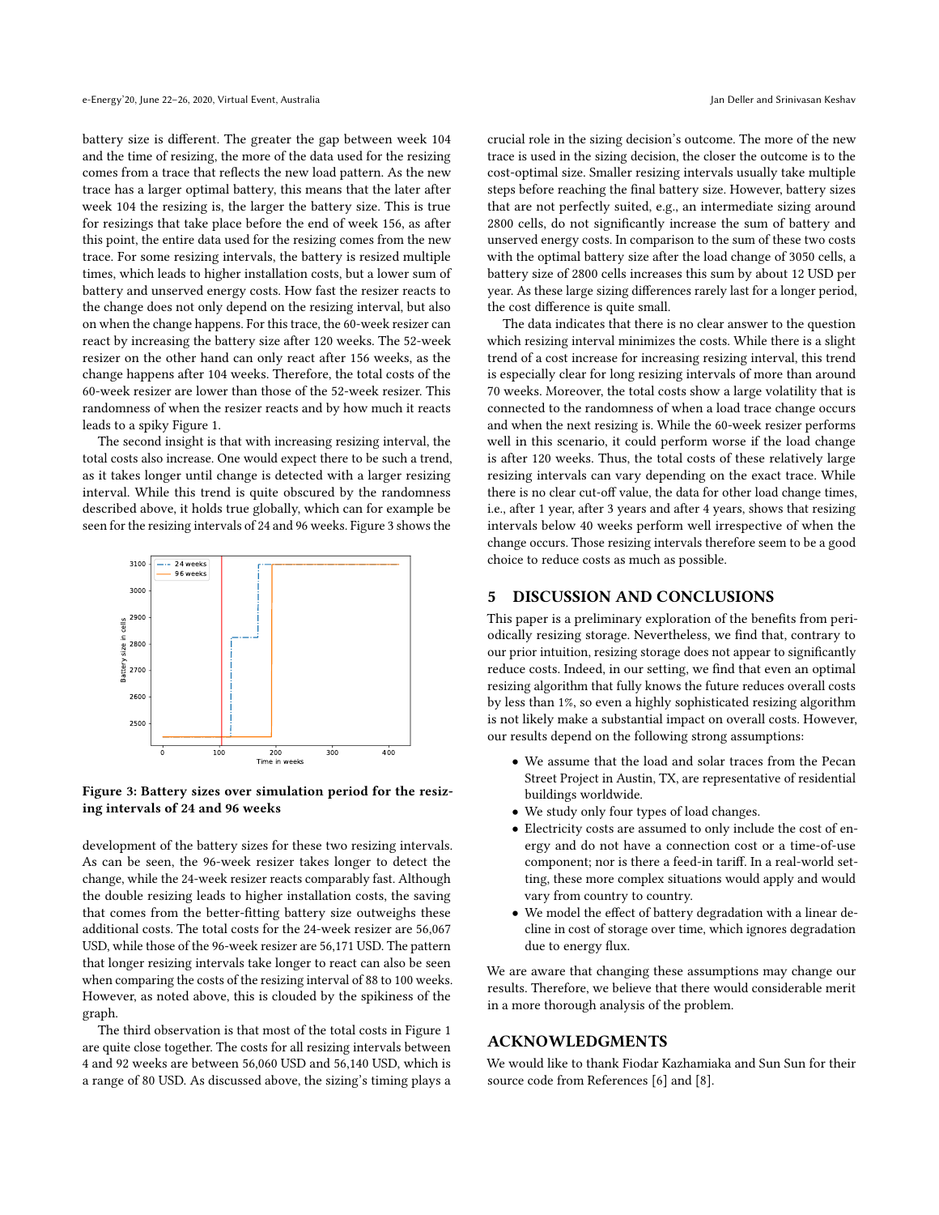battery size is different. The greater the gap between week 104 and the time of resizing, the more of the data used for the resizing comes from a trace that reflects the new load pattern. As the new trace has a larger optimal battery, this means that the later after week 104 the resizing is, the larger the battery size. This is true for resizings that take place before the end of week 156, as after this point, the entire data used for the resizing comes from the new trace. For some resizing intervals, the battery is resized multiple times, which leads to higher installation costs, but a lower sum of battery and unserved energy costs. How fast the resizer reacts to the change does not only depend on the resizing interval, but also on when the change happens. For this trace, the 60-week resizer can react by increasing the battery size after 120 weeks. The 52-week resizer on the other hand can only react after 156 weeks, as the change happens after 104 weeks. Therefore, the total costs of the 60-week resizer are lower than those of the 52-week resizer. This randomness of when the resizer reacts and by how much it reacts leads to a spiky Figure 1.

The second insight is that with increasing resizing interval, the total costs also increase. One would expect there to be such a trend, as it takes longer until change is detected with a larger resizing interval. While this trend is quite obscured by the randomness described above, it holds true globally, which can for example be seen for the resizing intervals of 24 and 96 weeks. Figure 3 shows the development of the battery sizes for these two resizing intervals. As can be seen, the 96-week resizer takes longer to detect the change, while the 24-week resizer reacts comparably fast. Although the double resizing leads to higher installation costs, the saving that comes from the better-fitting battery size outweighs these additional costs. The total costs for the 24-week resizer are 56,067 USD, while those of the 96-week resizer are 56,171 USD. The pattern that longer resizing intervals take longer to react can also be seen when comparing the costs of the resizing interval of 88 to 100 weeks. However, as noted above, this is clouded by the spikiness of the graph.

**Figure 3: Battery sizes over simulation period for the resizing intervals of 24 and 96 weeks**

The third observation is that most of the total costs in Figure 1 are quite close together. The costs for all resizing intervals between 4 and 92 weeks are between 56,060 USD and 56,140 USD, which is a range of 80 USD. As discussed above, the sizing's timing plays a crucial role in the sizing decision's outcome. The more of the new trace is used in the sizing decision, the closer the outcome is to the cost-optimal size. Smaller resizing intervals usually take multiple steps before reaching the final battery size. However, battery sizes that are not perfectly suited, e.g., an intermediate sizing around 2800 cells, do not significantly increase the sum of battery and unserved energy costs. In comparison to the sum of these two costs with the optimal battery size after the load change of 3050 cells, a battery size of 2800 cells increases this sum by about 12 USD per year. As these large sizing differences rarely last for a longer period, the cost difference is quite small.

The data indicates that there is no clear answer to the question which resizing interval minimizes the costs. While there is a slight trend of a cost increase for increasing resizing interval, this trend is especially clear for long resizing intervals of more than around 70 weeks. Moreover, the total costs show a large volatility that is connected to the randomness of when a load trace change occurs and when the next resizing is. While the 60-week resizer performs well in this scenario, it could perform worse if the load change is after 120 weeks. Thus, the total costs of these relatively large resizing intervals can vary depending on the exact trace. While there is no clear cut-off value, the data for other load change times, i.e., after 1 year, after 3 years and after 4 years, shows that resizing intervals below 40 weeks perform well irrespective of when the change occurs. Those resizing intervals therefore seem to be a good choice to reduce costs as much as possible.

## 5 DISCUSSION AND CONCLUSIONS

This paper is a preliminary exploration of the benefits from periodically resizing storage. Nevertheless, we find that, contrary to our prior intuition, resizing storage does not appear to significantly reduce costs. Indeed, in our setting, we find that even an optimal resizing algorithm that fully knows the future reduces overall costs by less than 1%, so even a highly sophisticated resizing algorithm is not likely make a substantial impact on overall costs. However, our results depend on the following strong assumptions:

- We assume that the load and solar traces from the Pecan Street Project in Austin, TX, are representative of residential buildings worldwide.
- We study only four types of load changes.
- Electricity costs are assumed to only include the cost of energy and do not have a connection cost or a time-of-use component; nor is there a feed-in tariff. In a real-world setting, these more complex situations would apply and would vary from country to country.
- We model the effect of battery degradation with a linear decline in cost of storage over time, which ignores degradation due to energy flux.

We are aware that changing these assumptions may change our results. Therefore, we believe that there would considerable merit in a more thorough analysis of the problem.

## ACKNOWLEDGMENTS

We would like to thank Fiodar Kazhamiaka and Sun Sun for their source code from References [6] and [8].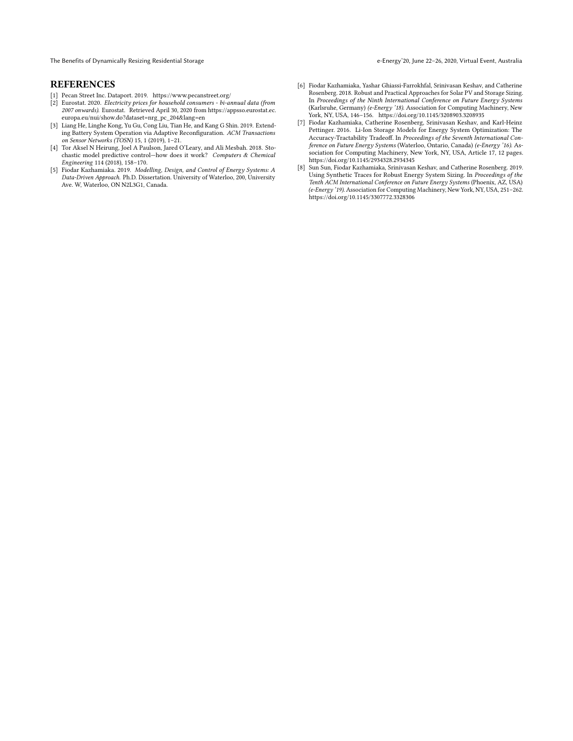## REFERENCES

[1] Pecan Street Inc. Dataport. 2019. https://www.pecanstreet.org/

[2] Eurostat. 2020. *Electricity prices for household consumers - bi-annual data (from 2007 onwards).* Eurostat. Retrieved April 30, 2020 from https://appsso.eurostat.ec.europa.eu/nui/show.do?dataset=nrg_pc_204&lang=en

[3] Liang He, Linghe Kong, Yu Gu, Cong Liu, Tian He, and Kang G Shin. 2019. Extending Battery System Operation via Adaptive Reconfiguration. *ACM Transactions on Sensor Networks (TOSN)* 15, 1 (2019), 1–21.

[4] Tor Aksel N Heirung, Joel A Paulson, Jared O'Leary, and Ali Mesbah. 2018. Stochastic model predictive control—how does it work? *Computers & Chemical Engineering* 114 (2018), 158–170.

[5] Fiodar Kazhamiaka. 2019. *Modelling, Design, and Control of Energy Systems: A Data-Driven Approach.* Ph.D. Dissertation. University of Waterloo, 200, University Ave. W, Waterloo, ON N2L3G1, Canada.

[6] Fiodar Kazhamiaka, Yashar Ghiassi-Farrokhfal, Srinivasan Keshav, and Catherine Rosenberg. 2018. Robust and Practical Approaches for Solar PV and Storage Sizing. In *Proceedings of the Ninth International Conference on Future Energy Systems* (Karlsruhe, Germany) *(e-Energy '18)*. Association for Computing Machinery, New York, NY, USA, 146–156. https://doi.org/10.1145/3208903.3208935

[7] Fiodar Kazhamiaka, Catherine Rosenberg, Srinivasan Keshav, and Karl-Heinz Pettinger. 2016. Li-Ion Storage Models for Energy System Optimization: The Accuracy-Tractability Tradeoff. In *Proceedings of the Seventh International Conference on Future Energy Systems* (Waterloo, Ontario, Canada) *(e-Energy '16)*. Association for Computing Machinery, New York, NY, USA, Article 17, 12 pages. https://doi.org/10.1145/2934328.2934345

[8] Sun Sun, Fiodar Kazhamiaka, Srinivasan Keshav, and Catherine Rosenberg. 2019. Using Synthetic Traces for Robust Energy System Sizing. In *Proceedings of the Tenth ACM International Conference on Future Energy Systems* (Phoenix, AZ, USA) *(e-Energy '19)*. Association for Computing Machinery, New York, NY, USA, 251–262. https://doi.org/10.1145/3307772.3328306